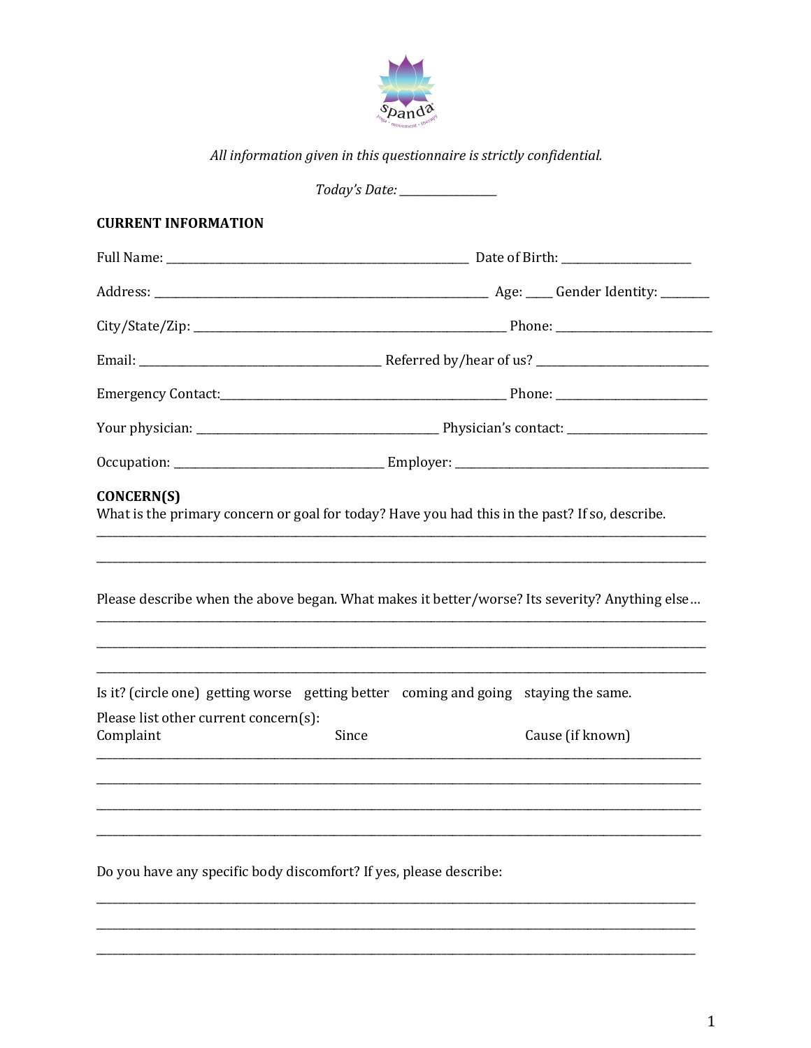*All information given in this questionnaire is strictly confidential.*

*Today's Date:* ________________

**CURRENT INFORMATION**

Full Name: ____________________________________________ Date of Birth: ____________________

Address: ________________________________________________ Age: ____ Gender Identity: ________

City/State/Zip: ____________________________________________ Phone: __________________________

Email: ____________________________________ Referred by/hear of us? ____________________________

Emergency Contact:______________________________________ Phone: ________________________

Your physician: ____________________________________ Physician's contact: _______________________

Occupation: _______________________________ Employer: ___________________________________________

**CONCERN(S)**

What is the primary concern or goal for today? Have you had this in the past? If so, describe.

________________________________________________________________________________________________

________________________________________________________________________________________________

Please describe when the above began. What makes it better/worse? Its severity? Anything else…

________________________________________________________________________________________________

________________________________________________________________________________________________

________________________________________________________________________________________________

Is it? (circle one) getting worse getting better coming and going staying the same.

Please list other current concern(s):

| Complaint | Since | Cause (if known) |
|---|---|---|
| | | |
| | | |
| | | |
| | | |

Do you have any specific body discomfort? If yes, please describe:

________________________________________________________________________________________________

________________________________________________________________________________________________

________________________________________________________________________________________________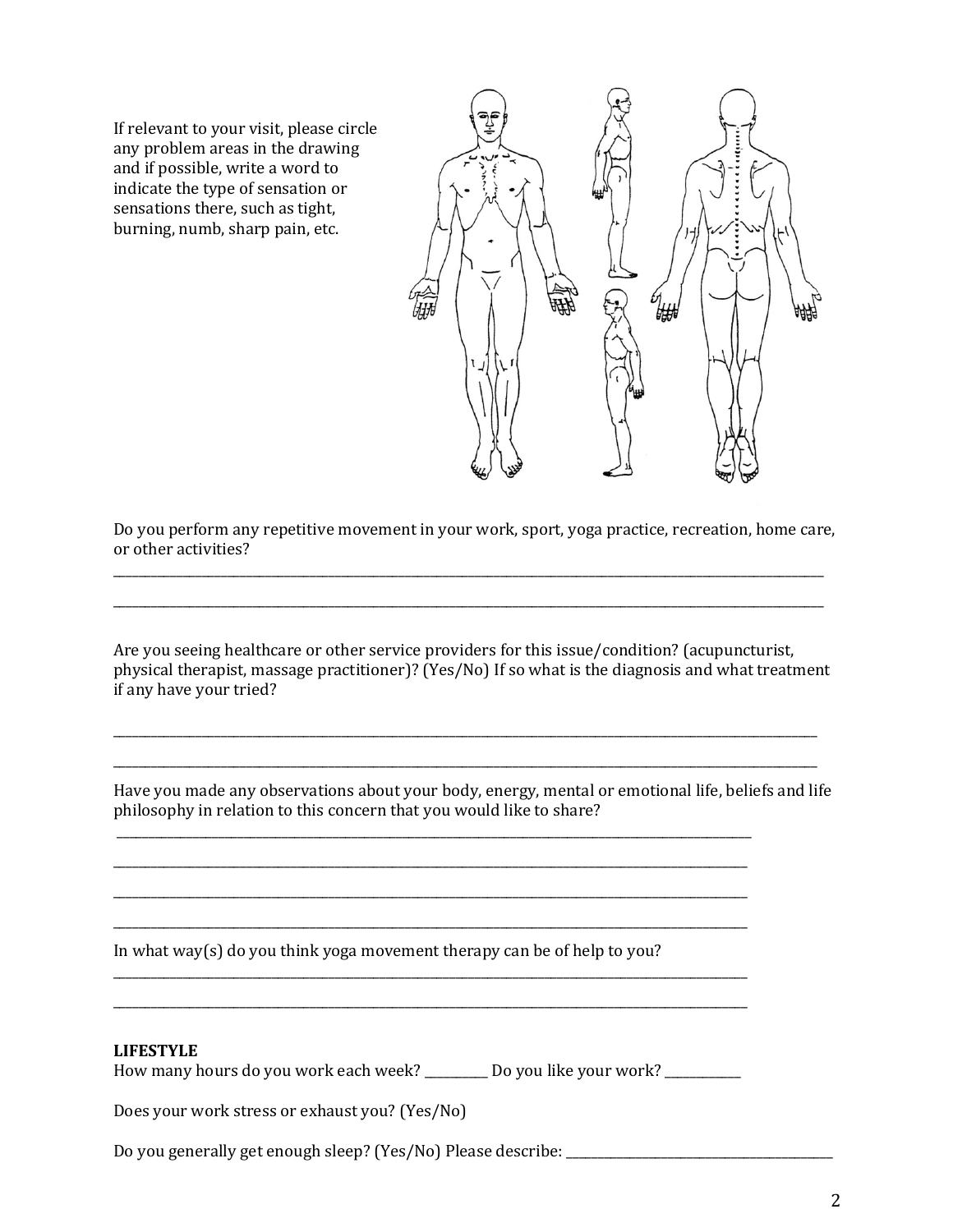If relevant to your visit, please circle any problem areas in the drawing and if possible, write a word to indicate the type of sensation or sensations there, such as tight, burning, numb, sharp pain, etc.

Do you perform any repetitive movement in your work, sport, yoga practice, recreation, home care, or other activities?

______________________________________________________________________________________________

______________________________________________________________________________________________

Are you seeing healthcare or other service providers for this issue/condition? (acupuncturist, physical therapist, massage practitioner)? (Yes/No) If so what is the diagnosis and what treatment if any have your tried?

______________________________________________________________________________________________

______________________________________________________________________________________________

Have you made any observations about your body, energy, mental or emotional life, beliefs and life philosophy in relation to this concern that you would like to share?

______________________________________________________________________________________________

______________________________________________________________________________________________

______________________________________________________________________________________________

______________________________________________________________________________________________

In what way(s) do you think yoga movement therapy can be of help to you?

______________________________________________________________________________________________

______________________________________________________________________________________________

**LIFESTYLE**

How many hours do you work each week? __________ Do you like your work? ____________

Does your work stress or exhaust you? (Yes/No)

Do you generally get enough sleep? (Yes/No) Please describe: ________________________________________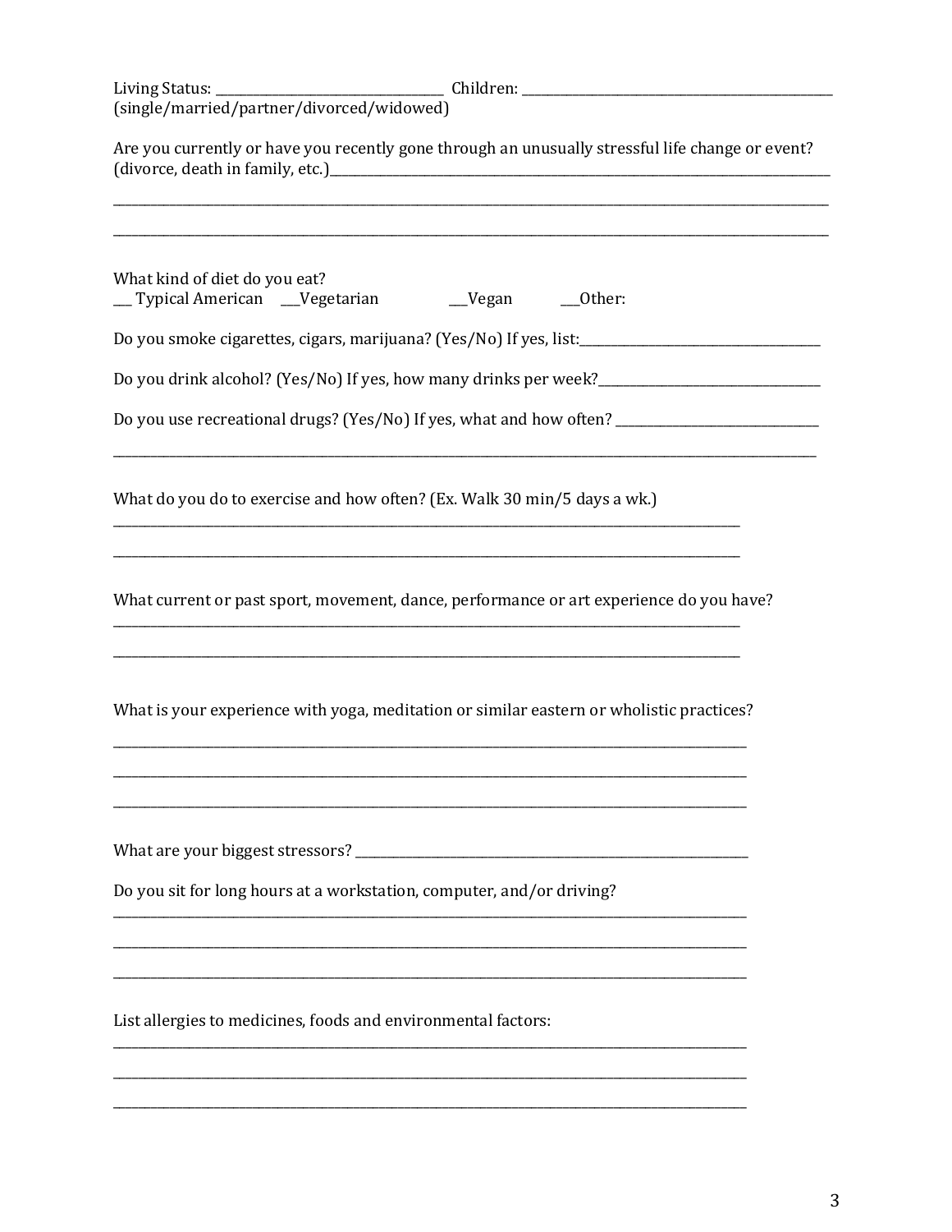Living Status: ______________________________ Children: ________________________________________
(single/married/partner/divorced/widowed)

Are you currently or have you recently gone through an unusually stressful life change or event? (divorce, death in family, etc.)______________________________________________________________

______________________________________________________________________________________

______________________________________________________________________________________

What kind of diet do you eat?
___ Typical American ___Vegetarian ___Vegan ___Other:

Do you smoke cigarettes, cigars, marijuana? (Yes/No) If yes, list:_______________________________

Do you drink alcohol? (Yes/No) If yes, how many drinks per week?____________________________

Do you use recreational drugs? (Yes/No) If yes, what and how often? __________________________

______________________________________________________________________________________

What do you do to exercise and how often? (Ex. Walk 30 min/5 days a wk.)

______________________________________________________________________________

______________________________________________________________________________

What current or past sport, movement, dance, performance or art experience do you have?

______________________________________________________________________________

______________________________________________________________________________

What is your experience with yoga, meditation or similar eastern or wholistic practices?

______________________________________________________________________________

______________________________________________________________________________

______________________________________________________________________________

What are your biggest stressors? _____________________________________________________

Do you sit for long hours at a workstation, computer, and/or driving?

______________________________________________________________________________

______________________________________________________________________________

______________________________________________________________________________

List allergies to medicines, foods and environmental factors:

______________________________________________________________________________

______________________________________________________________________________

______________________________________________________________________________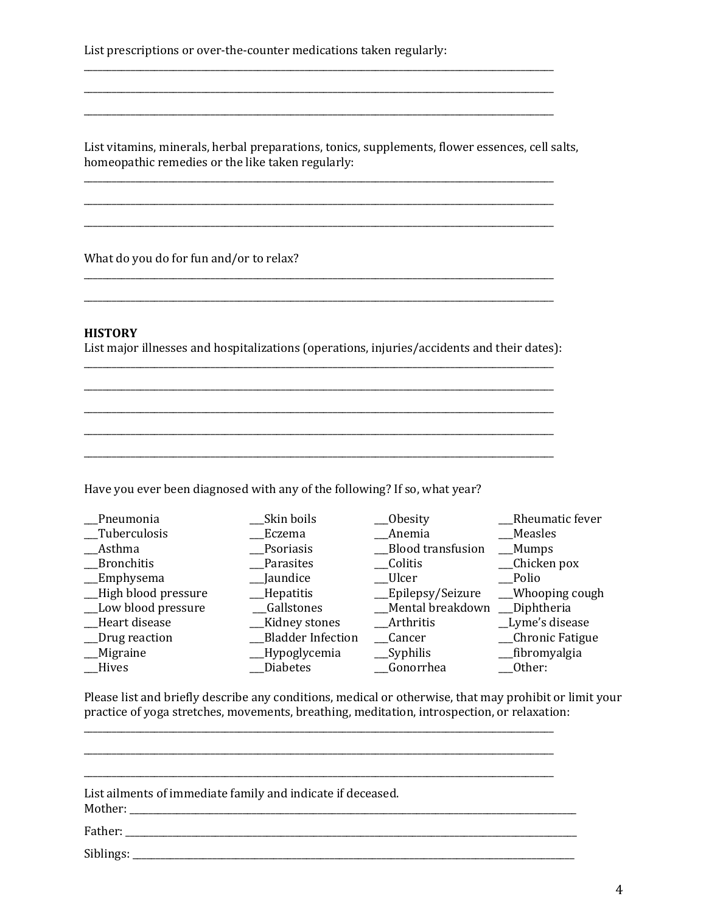List prescriptions or over-the-counter medications taken regularly:

______________________________________________________________________________

______________________________________________________________________________

______________________________________________________________________________

List vitamins, minerals, herbal preparations, tonics, supplements, flower essences, cell salts, homeopathic remedies or the like taken regularly:

______________________________________________________________________________

______________________________________________________________________________

______________________________________________________________________________

What do you do for fun and/or to relax?

______________________________________________________________________________

______________________________________________________________________________

**HISTORY**

List major illnesses and hospitalizations (operations, injuries/accidents and their dates):

______________________________________________________________________________

______________________________________________________________________________

______________________________________________________________________________

______________________________________________________________________________

______________________________________________________________________________

Have you ever been diagnosed with any of the following? If so, what year?

| | | | |
|---|---|---|---|
| ___Pneumonia | ___Skin boils | ___Obesity | ___Rheumatic fever |
| ___Tuberculosis | ___Eczema | ___Anemia | ___Measles |
| ___Asthma | ___Psoriasis | ___Blood transfusion | ___Mumps |
| ___Bronchitis | ___Parasites | ___Colitis | ___Chicken pox |
| ___Emphysema | ___Jaundice | ___Ulcer | ___Polio |
| ___High blood pressure | ___Hepatitis | ___Epilepsy/Seizure | ___Whooping cough |
| ___Low blood pressure | ___Gallstones | ___Mental breakdown | ___Diphtheria |
| ___Heart disease | ___Kidney stones | ___Arthritis | __Lyme's disease |
| ___Drug reaction | ___Bladder Infection | ___Cancer | ___Chronic Fatigue |
| ___Migraine | ___Hypoglycemia | ___Syphilis | ___fibromyalgia |
| ___Hives | ___Diabetes | ___Gonorrhea | ___Other: |

Please list and briefly describe any conditions, medical or otherwise, that may prohibit or limit your practice of yoga stretches, movements, breathing, meditation, introspection, or relaxation:

______________________________________________________________________________

______________________________________________________________________________

______________________________________________________________________________

List ailments of immediate family and indicate if deceased.

Mother: ______________________________________________________________________

Father: ______________________________________________________________________

Siblings: _____________________________________________________________________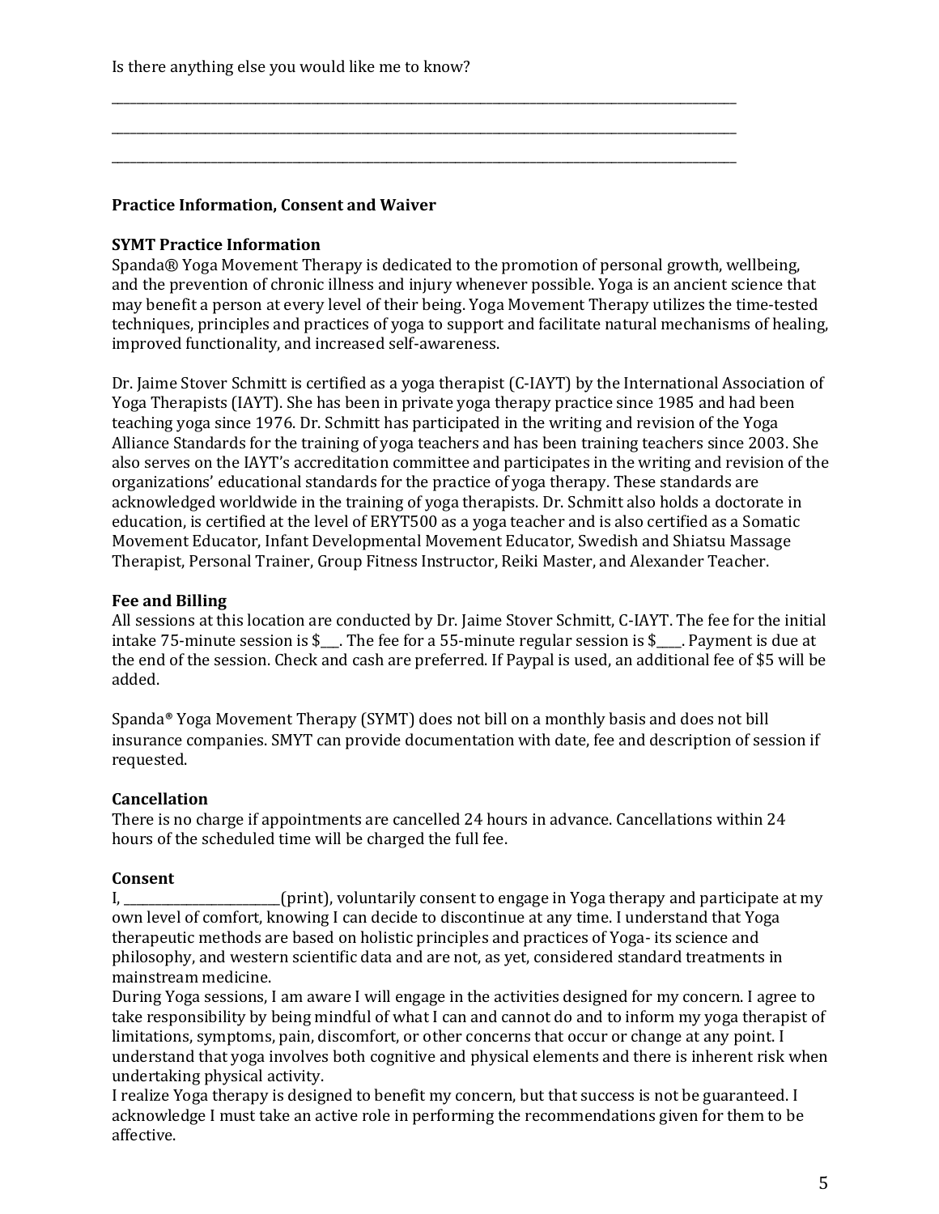Is there anything else you would like me to know?

\_\_\_\_\_\_\_\_\_\_\_\_\_\_\_\_\_\_\_\_\_\_\_\_\_\_\_\_\_\_\_\_\_\_\_\_\_\_\_\_\_\_\_\_\_\_\_\_\_\_\_\_\_\_\_\_\_\_\_\_\_\_\_\_\_\_\_\_\_\_\_\_\_\_\_\_\_\_\_\_\_\_\_\_\_\_\_\_\_\_\_\_\_\_\_\_

\_\_\_\_\_\_\_\_\_\_\_\_\_\_\_\_\_\_\_\_\_\_\_\_\_\_\_\_\_\_\_\_\_\_\_\_\_\_\_\_\_\_\_\_\_\_\_\_\_\_\_\_\_\_\_\_\_\_\_\_\_\_\_\_\_\_\_\_\_\_\_\_\_\_\_\_\_\_\_\_\_\_\_\_\_\_\_\_\_\_\_\_\_\_\_\_

\_\_\_\_\_\_\_\_\_\_\_\_\_\_\_\_\_\_\_\_\_\_\_\_\_\_\_\_\_\_\_\_\_\_\_\_\_\_\_\_\_\_\_\_\_\_\_\_\_\_\_\_\_\_\_\_\_\_\_\_\_\_\_\_\_\_\_\_\_\_\_\_\_\_\_\_\_\_\_\_\_\_\_\_\_\_\_\_\_\_\_\_\_\_\_\_

## Practice Information, Consent and Waiver

### SYMT Practice Information

Spanda® Yoga Movement Therapy is dedicated to the promotion of personal growth, wellbeing, and the prevention of chronic illness and injury whenever possible. Yoga is an ancient science that may benefit a person at every level of their being. Yoga Movement Therapy utilizes the time-tested techniques, principles and practices of yoga to support and facilitate natural mechanisms of healing, improved functionality, and increased self-awareness.

Dr. Jaime Stover Schmitt is certified as a yoga therapist (C-IAYT) by the International Association of Yoga Therapists (IAYT). She has been in private yoga therapy practice since 1985 and had been teaching yoga since 1976. Dr. Schmitt has participated in the writing and revision of the Yoga Alliance Standards for the training of yoga teachers and has been training teachers since 2003. She also serves on the IAYT's accreditation committee and participates in the writing and revision of the organizations' educational standards for the practice of yoga therapy. These standards are acknowledged worldwide in the training of yoga therapists. Dr. Schmitt also holds a doctorate in education, is certified at the level of ERYT500 as a yoga teacher and is also certified as a Somatic Movement Educator, Infant Developmental Movement Educator, Swedish and Shiatsu Massage Therapist, Personal Trainer, Group Fitness Instructor, Reiki Master, and Alexander Teacher.

### Fee and Billing

All sessions at this location are conducted by Dr. Jaime Stover Schmitt, C-IAYT. The fee for the initial intake 75-minute session is $\_\_\_. The fee for a 55-minute regular session is $\_\_\_\_. Payment is due at the end of the session. Check and cash are preferred. If Paypal is used, an additional fee of $5 will be added.

Spanda® Yoga Movement Therapy (SYMT) does not bill on a monthly basis and does not bill insurance companies. SMYT can provide documentation with date, fee and description of session if requested.

### Cancellation

There is no charge if appointments are cancelled 24 hours in advance. Cancellations within 24 hours of the scheduled time will be charged the full fee.

### Consent

I, \_\_\_\_\_\_\_\_\_\_\_\_\_\_\_\_\_\_\_\_\_\_\_\_\_\_(print), voluntarily consent to engage in Yoga therapy and participate at my own level of comfort, knowing I can decide to discontinue at any time. I understand that Yoga therapeutic methods are based on holistic principles and practices of Yoga- its science and philosophy, and western scientific data and are not, as yet, considered standard treatments in mainstream medicine.

During Yoga sessions, I am aware I will engage in the activities designed for my concern. I agree to take responsibility by being mindful of what I can and cannot do and to inform my yoga therapist of limitations, symptoms, pain, discomfort, or other concerns that occur or change at any point. I understand that yoga involves both cognitive and physical elements and there is inherent risk when undertaking physical activity.

I realize Yoga therapy is designed to benefit my concern, but that success is not be guaranteed. I acknowledge I must take an active role in performing the recommendations given for them to be affective.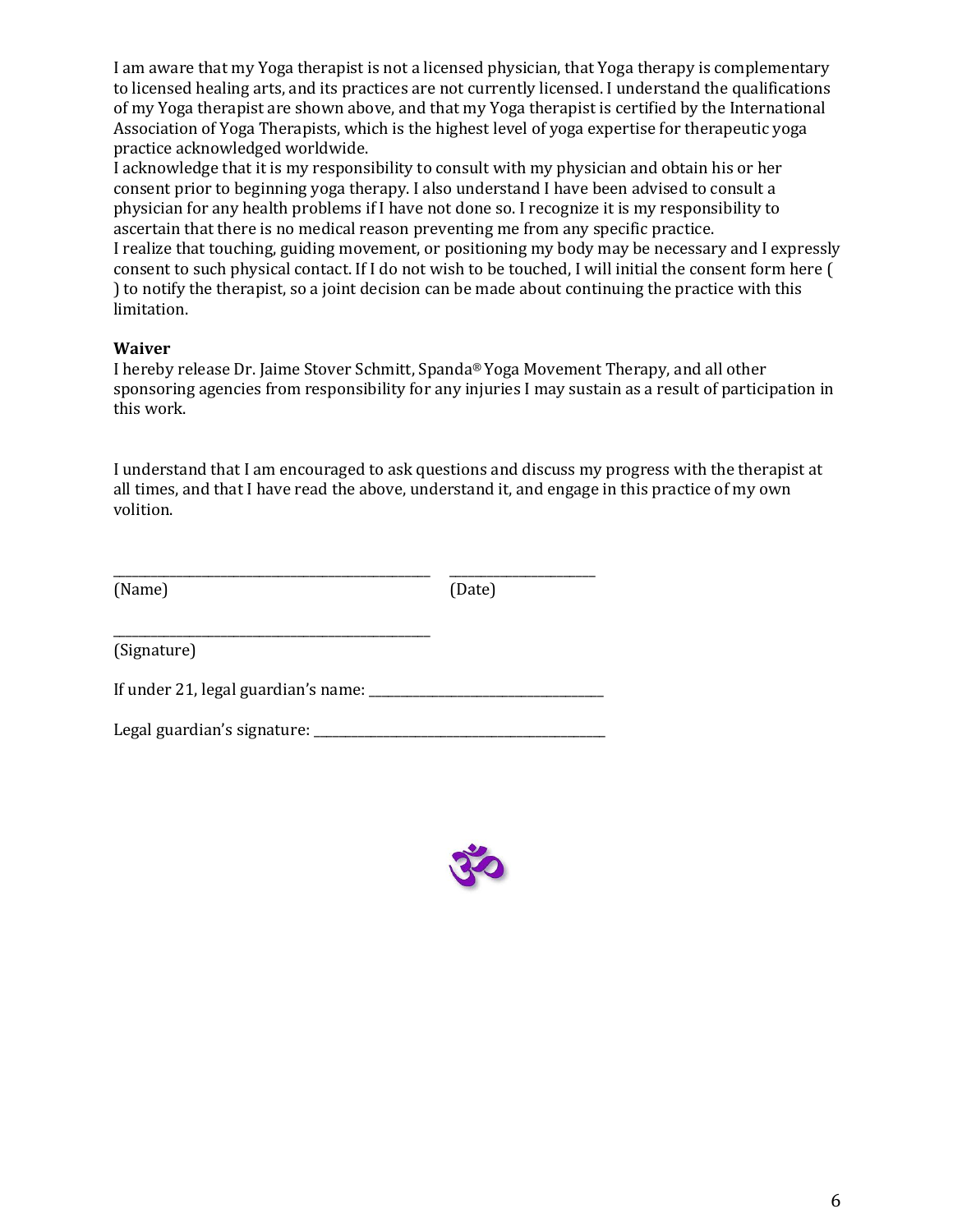I am aware that my Yoga therapist is not a licensed physician, that Yoga therapy is complementary to licensed healing arts, and its practices are not currently licensed. I understand the qualifications of my Yoga therapist are shown above, and that my Yoga therapist is certified by the International Association of Yoga Therapists, which is the highest level of yoga expertise for therapeutic yoga practice acknowledged worldwide.

I acknowledge that it is my responsibility to consult with my physician and obtain his or her consent prior to beginning yoga therapy. I also understand I have been advised to consult a physician for any health problems if I have not done so. I recognize it is my responsibility to ascertain that there is no medical reason preventing me from any specific practice.

I realize that touching, guiding movement, or positioning my body may be necessary and I expressly consent to such physical contact. If I do not wish to be touched, I will initial the consent form here ( ) to notify the therapist, so a joint decision can be made about continuing the practice with this limitation.

**Waiver**

I hereby release Dr. Jaime Stover Schmitt, Spanda® Yoga Movement Therapy, and all other sponsoring agencies from responsibility for any injuries I may sustain as a result of participation in this work.

I understand that I am encouraged to ask questions and discuss my progress with the therapist at all times, and that I have read the above, understand it, and engage in this practice of my own volition.

\_\_\_\_\_\_\_\_\_\_\_\_\_\_\_\_\_\_\_\_\_\_\_\_\_\_\_\_\_\_\_\_\_\_\_\_\_\_\_\_\_\_\_\_\_\_\_\_ \_\_\_\_\_\_\_\_\_\_\_\_\_\_\_\_\_\_\_\_\_\_

(Name) (Date)

\_\_\_\_\_\_\_\_\_\_\_\_\_\_\_\_\_\_\_\_\_\_\_\_\_\_\_\_\_\_\_\_\_\_\_\_\_\_\_\_\_\_\_\_\_\_\_\_

(Signature)

If under 21, legal guardian's name: \_\_\_\_\_\_\_\_\_\_\_\_\_\_\_\_\_\_\_\_\_\_\_\_\_\_\_\_\_\_\_\_\_\_\_

Legal guardian's signature: \_\_\_\_\_\_\_\_\_\_\_\_\_\_\_\_\_\_\_\_\_\_\_\_\_\_\_\_\_\_\_\_\_\_\_\_\_\_\_\_\_\_\_\_